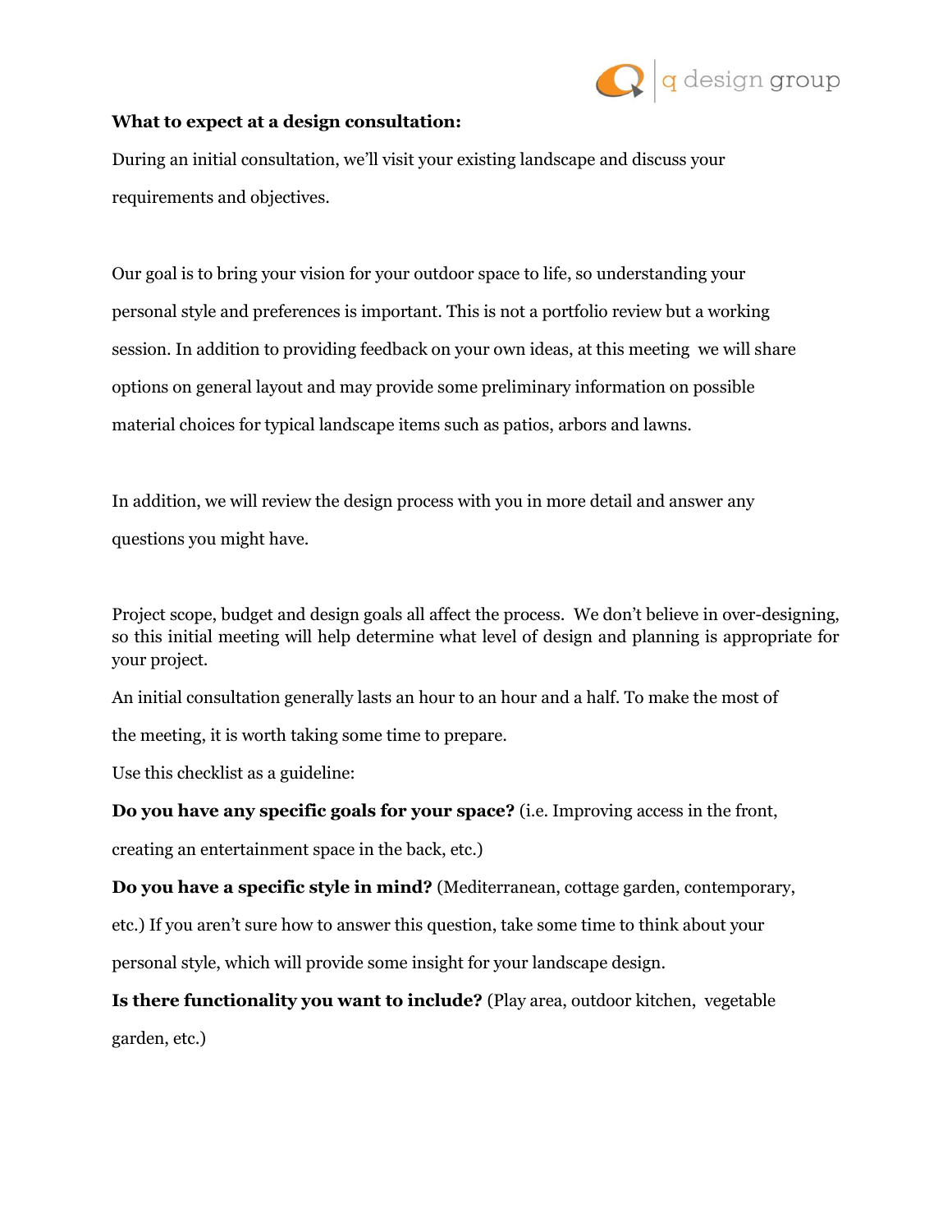**What to expect at a design consultation:**

During an initial consultation, we'll visit your existing landscape and discuss your requirements and objectives.

Our goal is to bring your vision for your outdoor space to life, so understanding your personal style and preferences is important. This is not a portfolio review but a working session. In addition to providing feedback on your own ideas, at this meeting we will share options on general layout and may provide some preliminary information on possible material choices for typical landscape items such as patios, arbors and lawns.

In addition, we will review the design process with you in more detail and answer any questions you might have.

Project scope, budget and design goals all affect the process. We don't believe in over-designing, so this initial meeting will help determine what level of design and planning is appropriate for your project.

An initial consultation generally lasts an hour to an hour and a half. To make the most of the meeting, it is worth taking some time to prepare.

Use this checklist as a guideline:

**Do you have any specific goals for your space?** (i.e. Improving access in the front, creating an entertainment space in the back, etc.)

**Do you have a specific style in mind?** (Mediterranean, cottage garden, contemporary, etc.) If you aren't sure how to answer this question, take some time to think about your personal style, which will provide some insight for your landscape design.

**Is there functionality you want to include?** (Play area, outdoor kitchen, vegetable garden, etc.)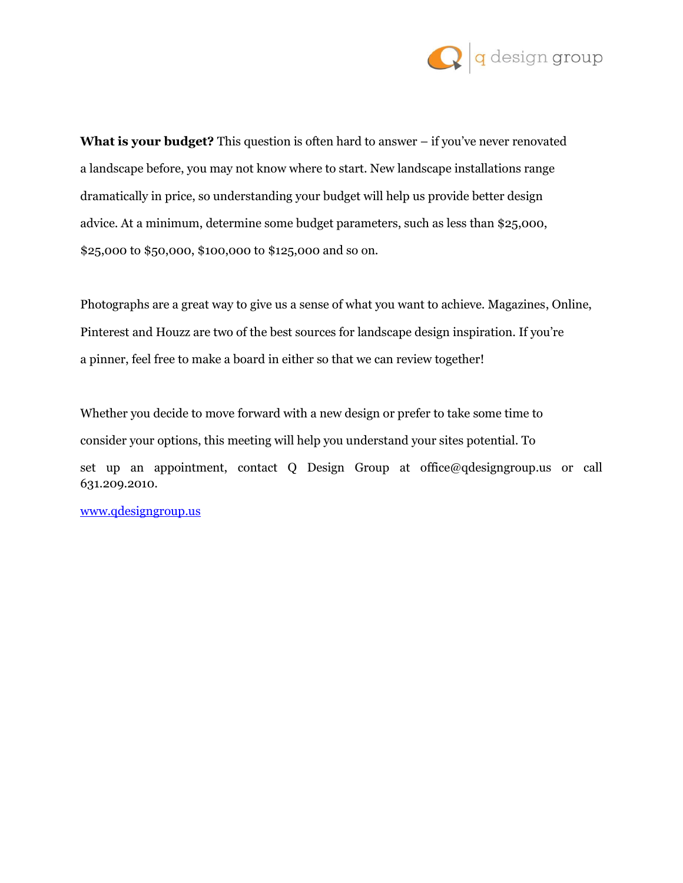**What is your budget?** This question is often hard to answer – if you've never renovated a landscape before, you may not know where to start. New landscape installations range dramatically in price, so understanding your budget will help us provide better design advice. At a minimum, determine some budget parameters, such as less than $25,000, $25,000 to $50,000, $100,000 to $125,000 and so on.

Photographs are a great way to give us a sense of what you want to achieve. Magazines, Online, Pinterest and Houzz are two of the best sources for landscape design inspiration. If you're a pinner, feel free to make a board in either so that we can review together!

Whether you decide to move forward with a new design or prefer to take some time to consider your options, this meeting will help you understand your sites potential. To set up an appointment, contact Q Design Group at office@qdesigngroup.us or call 631.209.2010.

[www.qdesigngroup.us](http://www.qdesigngroup.us)